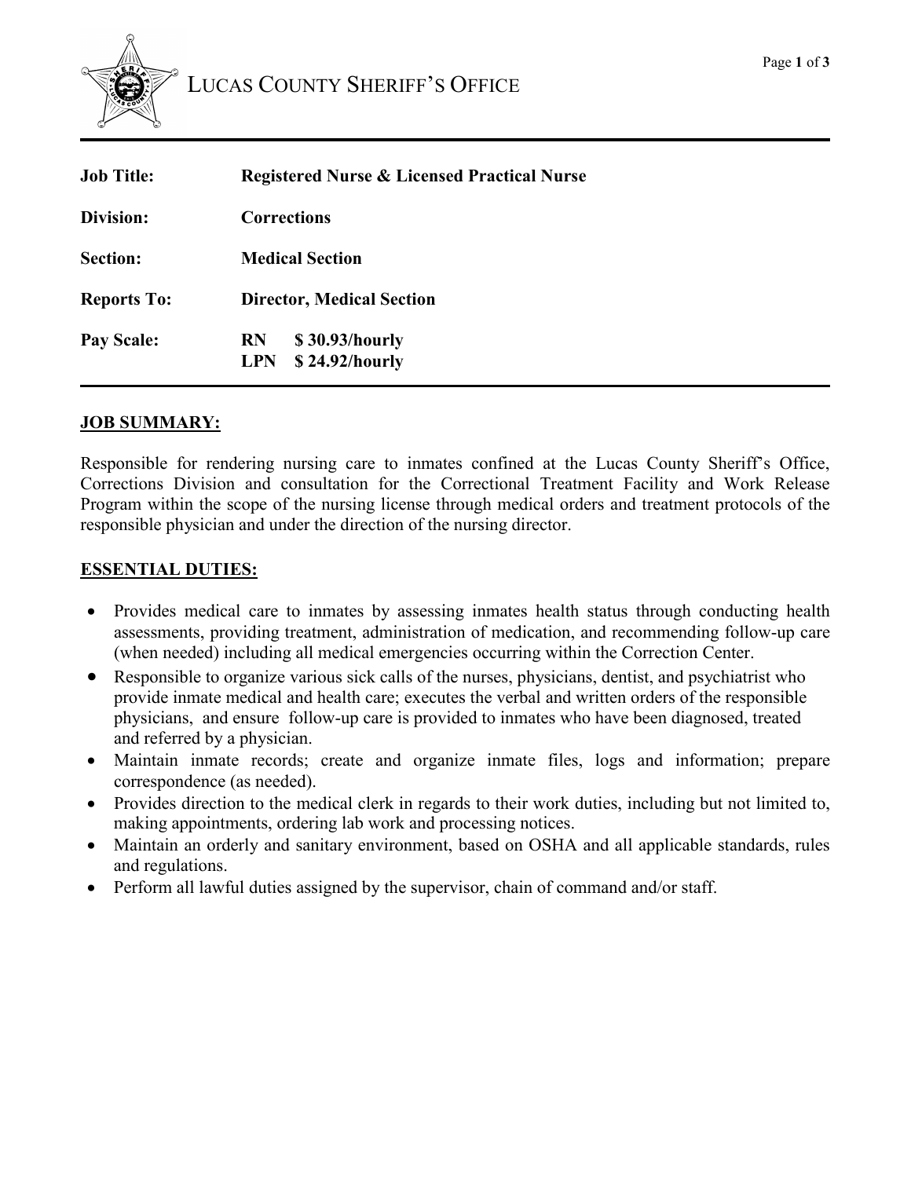# LUCAS COUNTY SHERIFF'S OFFICE

| | |
|---|---|
| **Job Title:** | **Registered Nurse & Licensed Practical Nurse** |
| **Division:** | **Corrections** |
| **Section:** | **Medical Section** |
| **Reports To:** | **Director, Medical Section** |
| **Pay Scale:** | **RN $ 30.93/hourly**<br>**LPN $ 24.92/hourly** |

## JOB SUMMARY:

Responsible for rendering nursing care to inmates confined at the Lucas County Sheriff's Office, Corrections Division and consultation for the Correctional Treatment Facility and Work Release Program within the scope of the nursing license through medical orders and treatment protocols of the responsible physician and under the direction of the nursing director.

## ESSENTIAL DUTIES:

- Provides medical care to inmates by assessing inmates health status through conducting health assessments, providing treatment, administration of medication, and recommending follow-up care (when needed) including all medical emergencies occurring within the Correction Center.
- Responsible to organize various sick calls of the nurses, physicians, dentist, and psychiatrist who provide inmate medical and health care; executes the verbal and written orders of the responsible physicians, and ensure follow-up care is provided to inmates who have been diagnosed, treated and referred by a physician.
- Maintain inmate records; create and organize inmate files, logs and information; prepare correspondence (as needed).
- Provides direction to the medical clerk in regards to their work duties, including but not limited to, making appointments, ordering lab work and processing notices.
- Maintain an orderly and sanitary environment, based on OSHA and all applicable standards, rules and regulations.
- Perform all lawful duties assigned by the supervisor, chain of command and/or staff.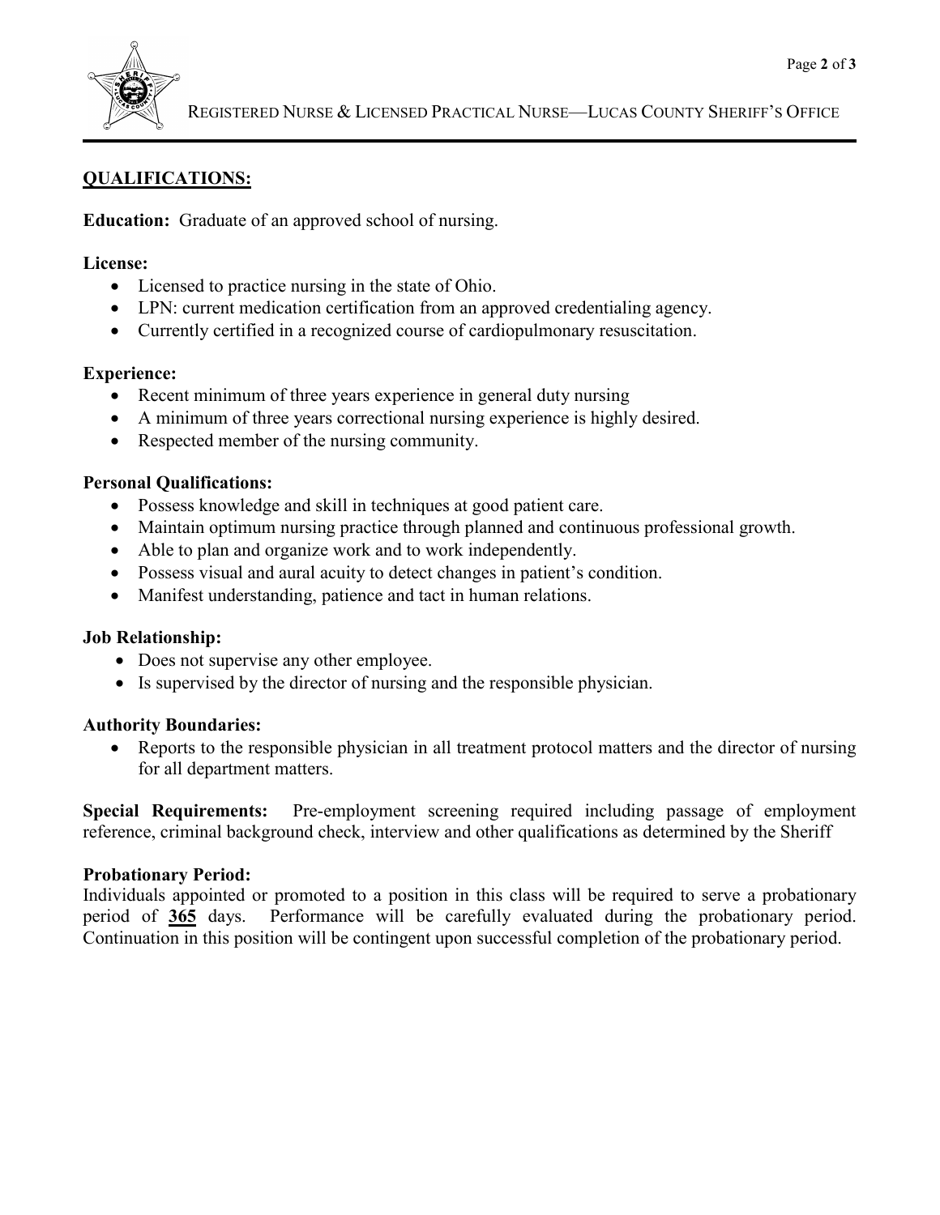## QUALIFICATIONS:

**Education:** Graduate of an approved school of nursing.

**License:**

- Licensed to practice nursing in the state of Ohio.
- LPN: current medication certification from an approved credentialing agency.
- Currently certified in a recognized course of cardiopulmonary resuscitation.

**Experience:**

- Recent minimum of three years experience in general duty nursing
- A minimum of three years correctional nursing experience is highly desired.
- Respected member of the nursing community.

**Personal Qualifications:**

- Possess knowledge and skill in techniques at good patient care.
- Maintain optimum nursing practice through planned and continuous professional growth.
- Able to plan and organize work and to work independently.
- Possess visual and aural acuity to detect changes in patient's condition.
- Manifest understanding, patience and tact in human relations.

**Job Relationship:**

- Does not supervise any other employee.
- Is supervised by the director of nursing and the responsible physician.

**Authority Boundaries:**

- Reports to the responsible physician in all treatment protocol matters and the director of nursing for all department matters.

**Special Requirements:** Pre-employment screening required including passage of employment reference, criminal background check, interview and other qualifications as determined by the Sheriff

**Probationary Period:**

Individuals appointed or promoted to a position in this class will be required to serve a probationary period of **365** days. Performance will be carefully evaluated during the probationary period. Continuation in this position will be contingent upon successful completion of the probationary period.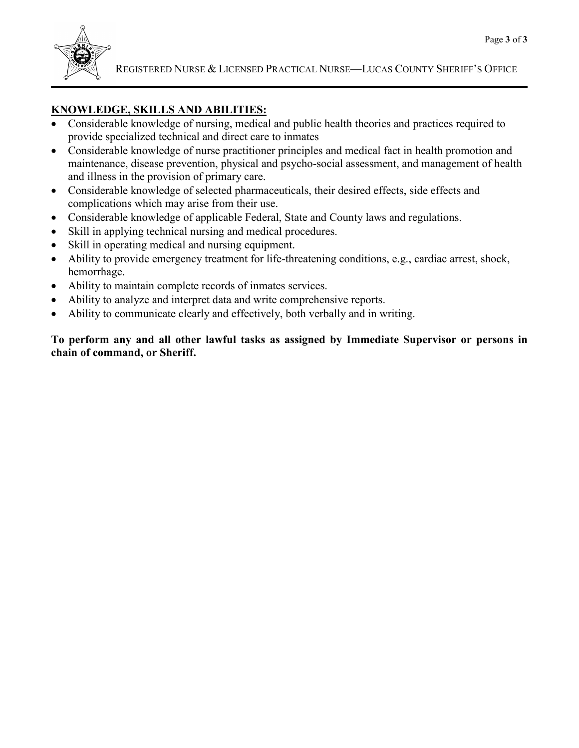## KNOWLEDGE, SKILLS AND ABILITIES:

- Considerable knowledge of nursing, medical and public health theories and practices required to provide specialized technical and direct care to inmates
- Considerable knowledge of nurse practitioner principles and medical fact in health promotion and maintenance, disease prevention, physical and psycho-social assessment, and management of health and illness in the provision of primary care.
- Considerable knowledge of selected pharmaceuticals, their desired effects, side effects and complications which may arise from their use.
- Considerable knowledge of applicable Federal, State and County laws and regulations.
- Skill in applying technical nursing and medical procedures.
- Skill in operating medical and nursing equipment.
- Ability to provide emergency treatment for life-threatening conditions, e.g., cardiac arrest, shock, hemorrhage.
- Ability to maintain complete records of inmates services.
- Ability to analyze and interpret data and write comprehensive reports.
- Ability to communicate clearly and effectively, both verbally and in writing.

**To perform any and all other lawful tasks as assigned by Immediate Supervisor or persons in chain of command, or Sheriff.**